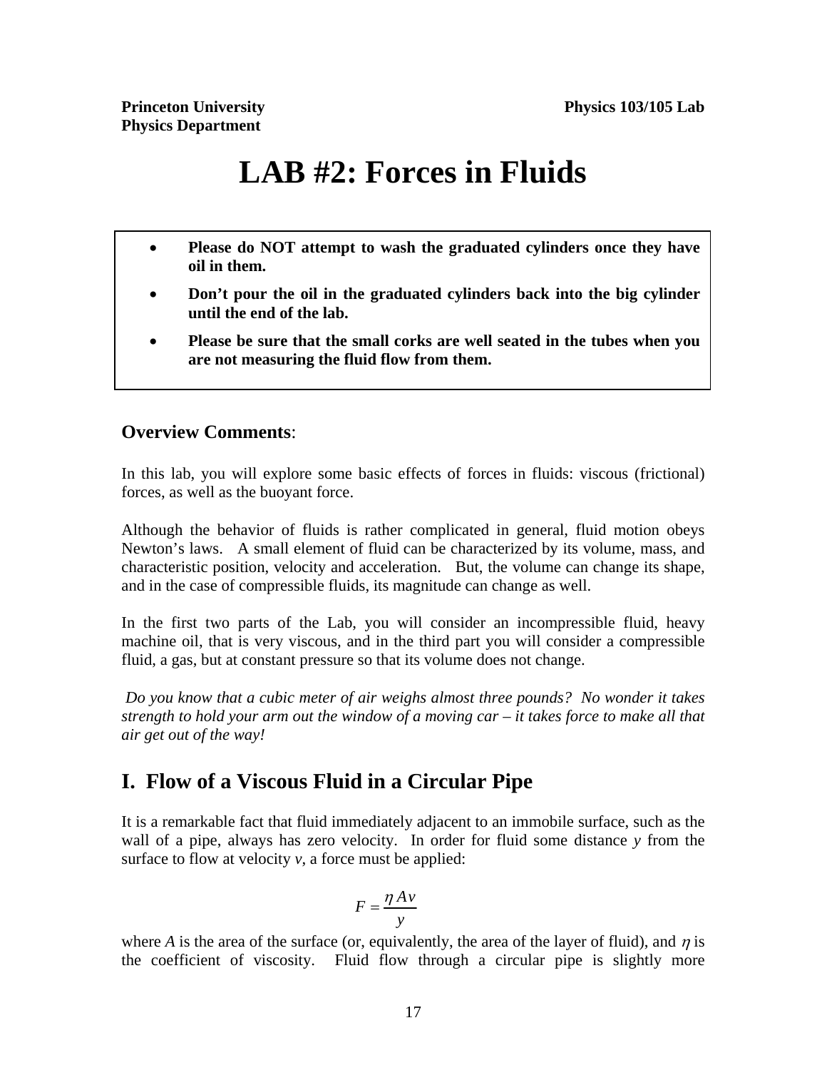**Princeton University**
**Physics Department**

**Physics 103/105 Lab**

# LAB #2: Forces in Fluids

- **Please do NOT attempt to wash the graduated cylinders once they have oil in them.**
- **Don't pour the oil in the graduated cylinders back into the big cylinder until the end of the lab.**
- **Please be sure that the small corks are well seated in the tubes when you are not measuring the fluid flow from them.**

### Overview Comments:

In this lab, you will explore some basic effects of forces in fluids: viscous (frictional) forces, as well as the buoyant force.

Although the behavior of fluids is rather complicated in general, fluid motion obeys Newton's laws. A small element of fluid can be characterized by its volume, mass, and characteristic position, velocity and acceleration. But, the volume can change its shape, and in the case of compressible fluids, its magnitude can change as well.

In the first two parts of the Lab, you will consider an incompressible fluid, heavy machine oil, that is very viscous, and in the third part you will consider a compressible fluid, a gas, but at constant pressure so that its volume does not change.

*Do you know that a cubic meter of air weighs almost three pounds? No wonder it takes strength to hold your arm out the window of a moving car – it takes force to make all that air get out of the way!*

## I. Flow of a Viscous Fluid in a Circular Pipe

It is a remarkable fact that fluid immediately adjacent to an immobile surface, such as the wall of a pipe, always has zero velocity. In order for fluid some distance $y$ from the surface to flow at velocity $v$, a force must be applied:

$$F = \frac{\eta A v}{y}$$

where $A$ is the area of the surface (or, equivalently, the area of the layer of fluid), and $\eta$ is the coefficient of viscosity. Fluid flow through a circular pipe is slightly more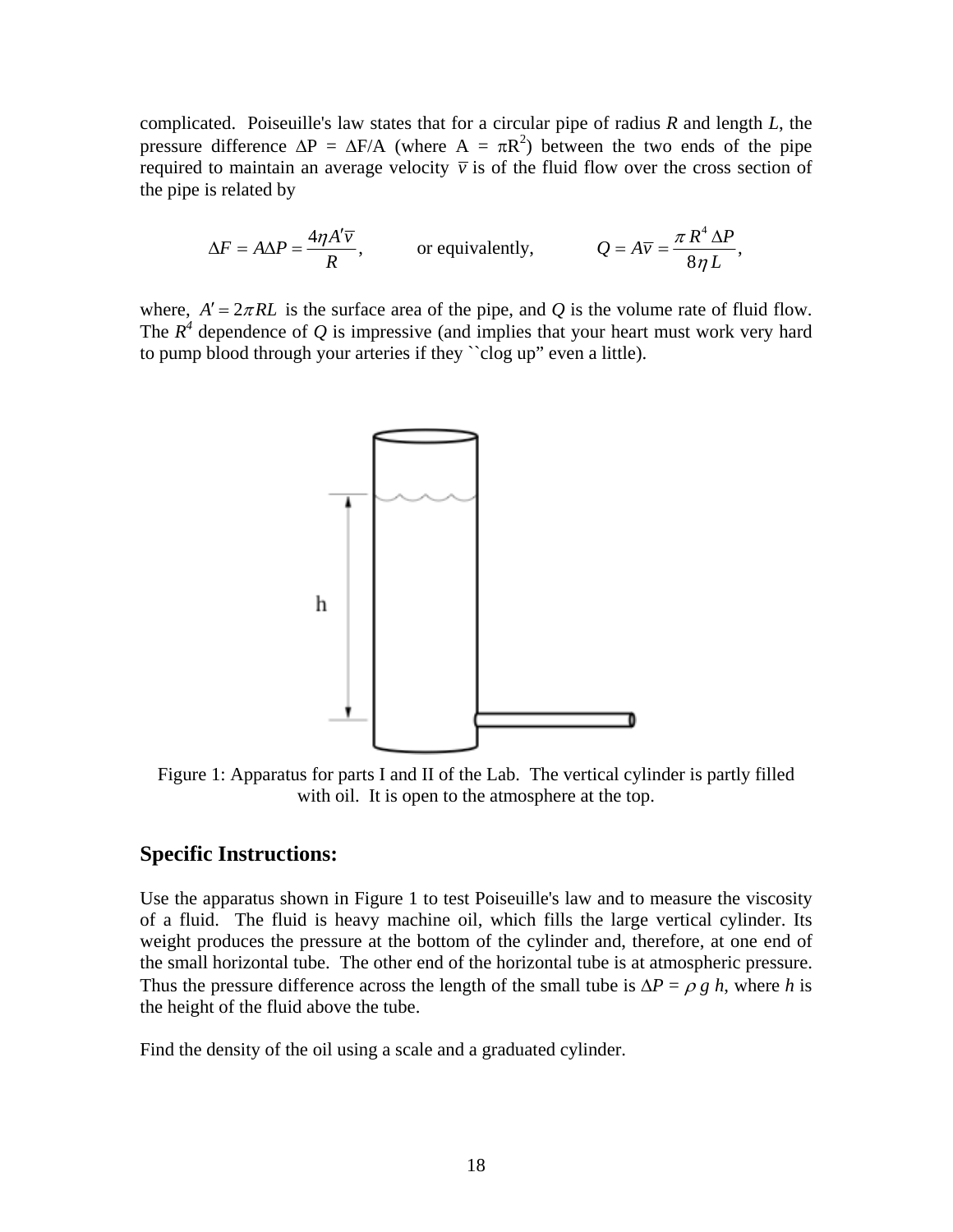complicated. Poiseuille's law states that for a circular pipe of radius $R$ and length $L$, the pressure difference $\Delta P = \Delta F/A$ (where $A = \pi R^2$) between the two ends of the pipe required to maintain an average velocity $\overline{v}$ is of the fluid flow over the cross section of the pipe is related by

$$\Delta F = A\Delta P = \frac{4\eta A'\overline{v}}{R}, \qquad \text{or equivalently,} \qquad Q = A\overline{v} = \frac{\pi R^4 \Delta P}{8\eta L},$$

where, $A' = 2\pi RL$ is the surface area of the pipe, and $Q$ is the volume rate of fluid flow. The $R^4$ dependence of $Q$ is impressive (and implies that your heart must work very hard to pump blood through your arteries if they ``clog up" even a little).

Figure 1: Apparatus for parts I and II of the Lab. The vertical cylinder is partly filled with oil. It is open to the atmosphere at the top.

## Specific Instructions:

Use the apparatus shown in Figure 1 to test Poiseuille's law and to measure the viscosity of a fluid. The fluid is heavy machine oil, which fills the large vertical cylinder. Its weight produces the pressure at the bottom of the cylinder and, therefore, at one end of the small horizontal tube. The other end of the horizontal tube is at atmospheric pressure. Thus the pressure difference across the length of the small tube is $\Delta P = \rho g h$, where $h$ is the height of the fluid above the tube.

Find the density of the oil using a scale and a graduated cylinder.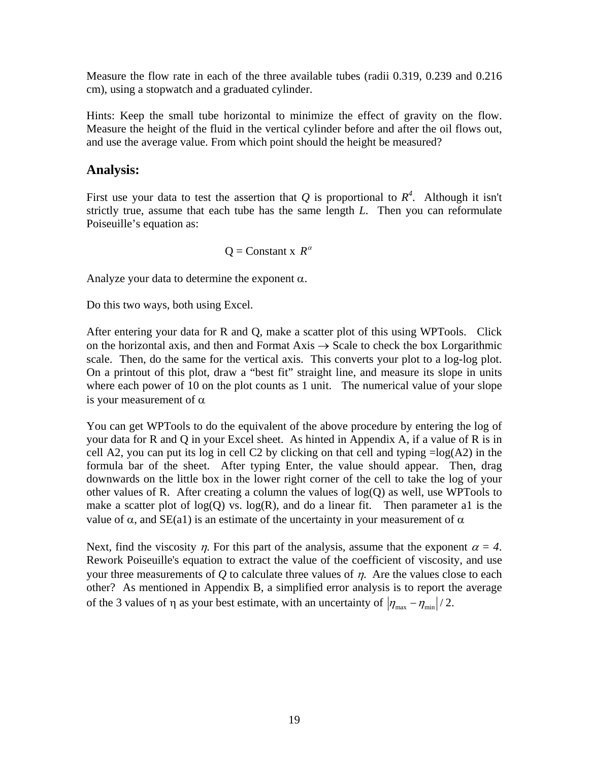Measure the flow rate in each of the three available tubes (radii 0.319, 0.239 and 0.216 cm), using a stopwatch and a graduated cylinder.

Hints: Keep the small tube horizontal to minimize the effect of gravity on the flow. Measure the height of the fluid in the vertical cylinder before and after the oil flows out, and use the average value. From which point should the height be measured?

## Analysis:

First use your data to test the assertion that $Q$ is proportional to $R^4$. Although it isn't strictly true, assume that each tube has the same length $L$. Then you can reformulate Poiseuille's equation as:

$$Q = \text{Constant x } R^{\alpha}$$

Analyze your data to determine the exponent $\alpha$.

Do this two ways, both using Excel.

After entering your data for R and Q, make a scatter plot of this using WPTools. Click on the horizontal axis, and then and Format Axis → Scale to check the box Lorgarithmic scale. Then, do the same for the vertical axis. This converts your plot to a log-log plot. On a printout of this plot, draw a "best fit" straight line, and measure its slope in units where each power of 10 on the plot counts as 1 unit. The numerical value of your slope is your measurement of $\alpha$

You can get WPTools to do the equivalent of the above procedure by entering the log of your data for R and Q in your Excel sheet. As hinted in Appendix A, if a value of R is in cell A2, you can put its log in cell C2 by clicking on that cell and typing =log(A2) in the formula bar of the sheet. After typing Enter, the value should appear. Then, drag downwards on the little box in the lower right corner of the cell to take the log of your other values of R. After creating a column the values of log(Q) as well, use WPTools to make a scatter plot of log(Q) vs. log(R), and do a linear fit. Then parameter a1 is the value of $\alpha$, and SE(a1) is an estimate of the uncertainty in your measurement of $\alpha$

Next, find the viscosity $\eta$. For this part of the analysis, assume that the exponent $\alpha = 4$. Rework Poiseuille's equation to extract the value of the coefficient of viscosity, and use your three measurements of $Q$ to calculate three values of $\eta$. Are the values close to each other? As mentioned in Appendix B, a simplified error analysis is to report the average of the 3 values of $\eta$ as your best estimate, with an uncertainty of $|\eta_{\max} - \eta_{\min}|/2$.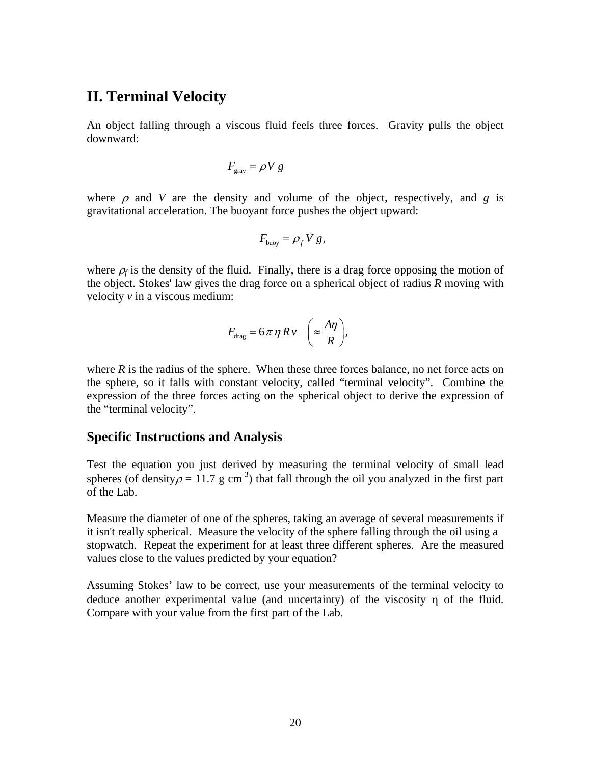## II. Terminal Velocity

An object falling through a viscous fluid feels three forces. Gravity pulls the object downward:

$$F_{\text{grav}} = \rho V\, g$$

where $\rho$ and $V$ are the density and volume of the object, respectively, and $g$ is gravitational acceleration. The buoyant force pushes the object upward:

$$F_{\text{buoy}} = \rho_f\, V\, g,$$

where $\rho_f$ is the density of the fluid. Finally, there is a drag force opposing the motion of the object. Stokes' law gives the drag force on a spherical object of radius $R$ moving with velocity $v$ in a viscous medium:

$$F_{\text{drag}} = 6\pi\, \eta\, R\, v \quad \left( \approx \frac{A\eta}{R} \right),$$

where $R$ is the radius of the sphere. When these three forces balance, no net force acts on the sphere, so it falls with constant velocity, called "terminal velocity". Combine the expression of the three forces acting on the spherical object to derive the expression of the "terminal velocity".

### Specific Instructions and Analysis

Test the equation you just derived by measuring the terminal velocity of small lead spheres (of density $\rho$ = 11.7 g cm$^{-3}$) that fall through the oil you analyzed in the first part of the Lab.

Measure the diameter of one of the spheres, taking an average of several measurements if it isn't really spherical. Measure the velocity of the sphere falling through the oil using a stopwatch. Repeat the experiment for at least three different spheres. Are the measured values close to the values predicted by your equation?

Assuming Stokes' law to be correct, use your measurements of the terminal velocity to deduce another experimental value (and uncertainty) of the viscosity $\eta$ of the fluid. Compare with your value from the first part of the Lab.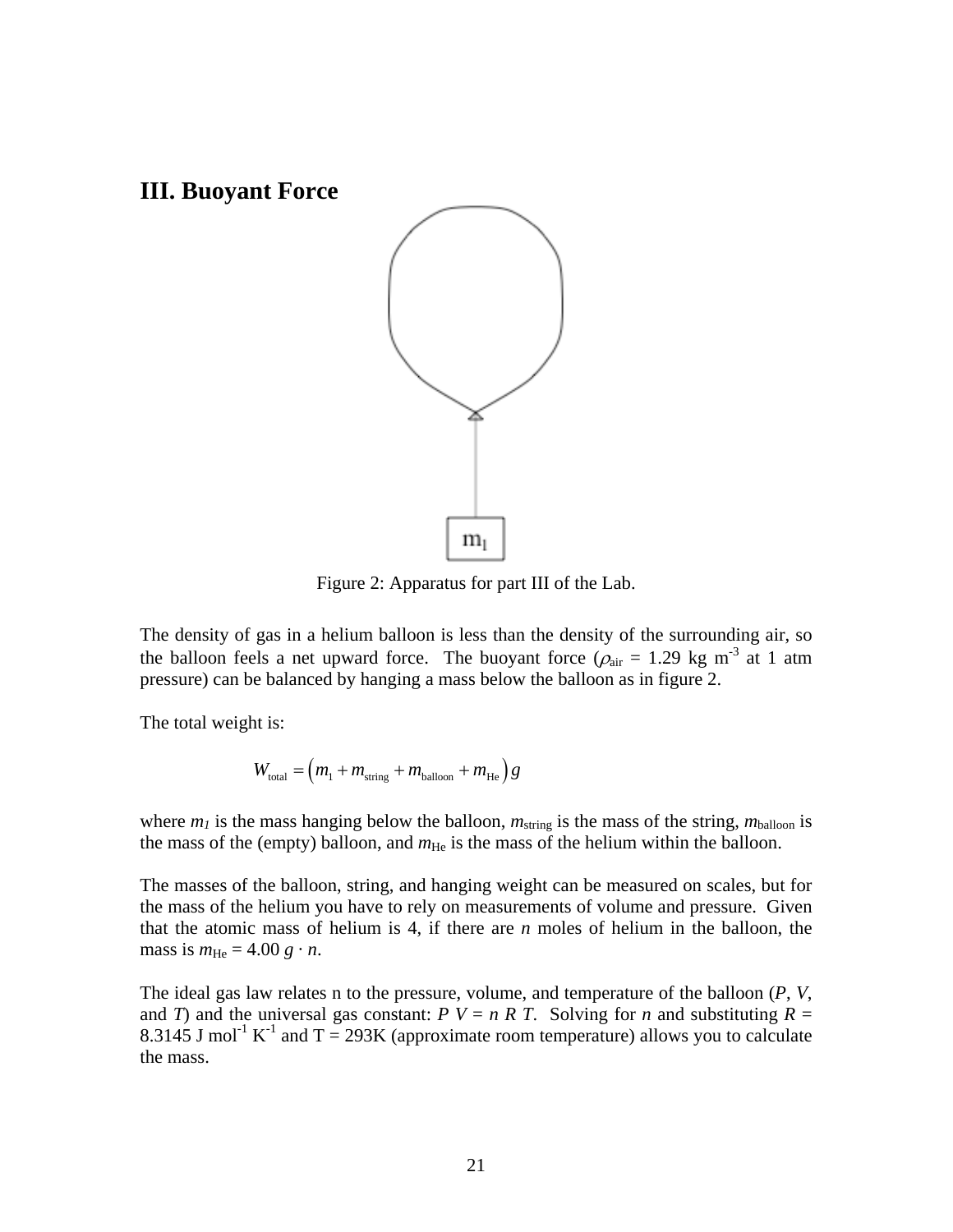## III. Buoyant Force

Figure 2: Apparatus for part III of the Lab.

The density of gas in a helium balloon is less than the density of the surrounding air, so the balloon feels a net upward force. The buoyant force ($\rho_{\text{air}}$ = 1.29 kg m$^{-3}$ at 1 atm pressure) can be balanced by hanging a mass below the balloon as in figure 2.

The total weight is:

$$W_{\text{total}} = \left(m_1 + m_{\text{string}} + m_{\text{balloon}} + m_{\text{He}}\right) g$$

where $m_1$ is the mass hanging below the balloon, $m_{\text{string}}$ is the mass of the string, $m_{\text{balloon}}$ is the mass of the (empty) balloon, and $m_{\text{He}}$ is the mass of the helium within the balloon.

The masses of the balloon, string, and hanging weight can be measured on scales, but for the mass of the helium you have to rely on measurements of volume and pressure. Given that the atomic mass of helium is 4, if there are $n$ moles of helium in the balloon, the mass is $m_{\text{He}} = 4.00\ g \cdot n$.

The ideal gas law relates n to the pressure, volume, and temperature of the balloon ($P$, $V$, and $T$) and the universal gas constant: $P\ V = n\ R\ T$. Solving for $n$ and substituting $R$ = 8.3145 J mol$^{-1}$ K$^{-1}$ and T = 293K (approximate room temperature) allows you to calculate the mass.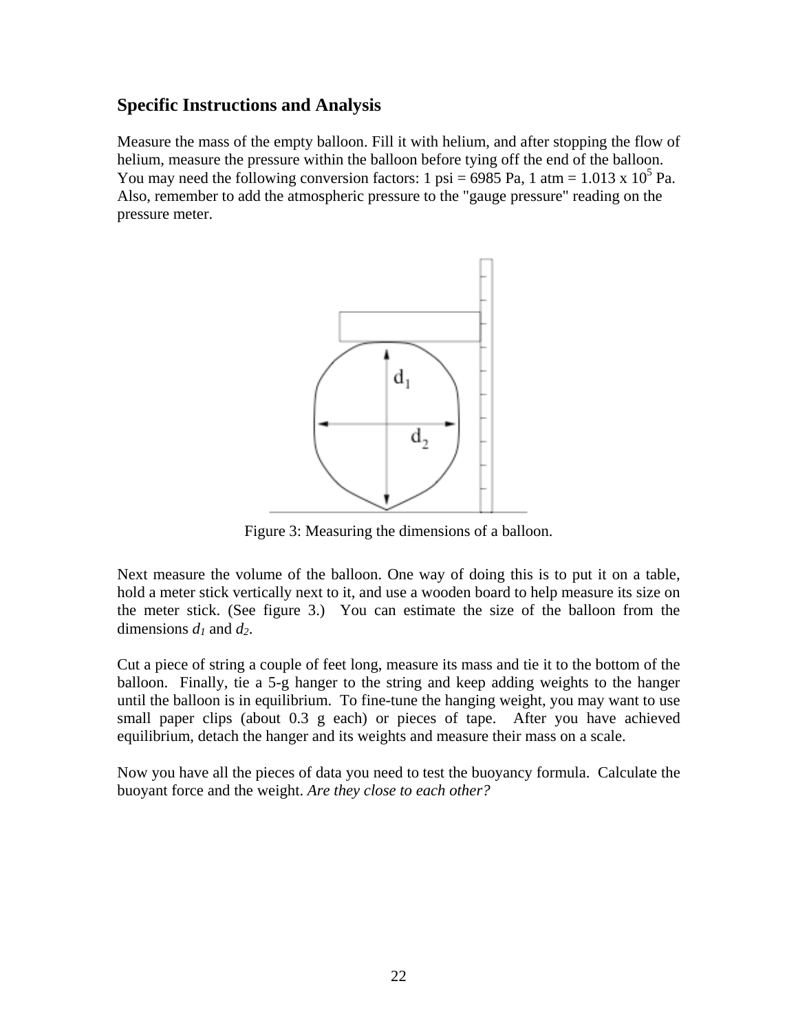## Specific Instructions and Analysis

Measure the mass of the empty balloon. Fill it with helium, and after stopping the flow of helium, measure the pressure within the balloon before tying off the end of the balloon. You may need the following conversion factors: 1 psi = 6985 Pa, 1 atm = $1.013 \times 10^5$ Pa. Also, remember to add the atmospheric pressure to the "gauge pressure" reading on the pressure meter.

$d_1$

$d_2$

Figure 3: Measuring the dimensions of a balloon.

Next measure the volume of the balloon. One way of doing this is to put it on a table, hold a meter stick vertically next to it, and use a wooden board to help measure its size on the meter stick. (See figure 3.) You can estimate the size of the balloon from the dimensions $d_1$ and $d_2$.

Cut a piece of string a couple of feet long, measure its mass and tie it to the bottom of the balloon. Finally, tie a 5-g hanger to the string and keep adding weights to the hanger until the balloon is in equilibrium. To fine-tune the hanging weight, you may want to use small paper clips (about 0.3 g each) or pieces of tape. After you have achieved equilibrium, detach the hanger and its weights and measure their mass on a scale.

Now you have all the pieces of data you need to test the buoyancy formula. Calculate the buoyant force and the weight. *Are they close to each other?*